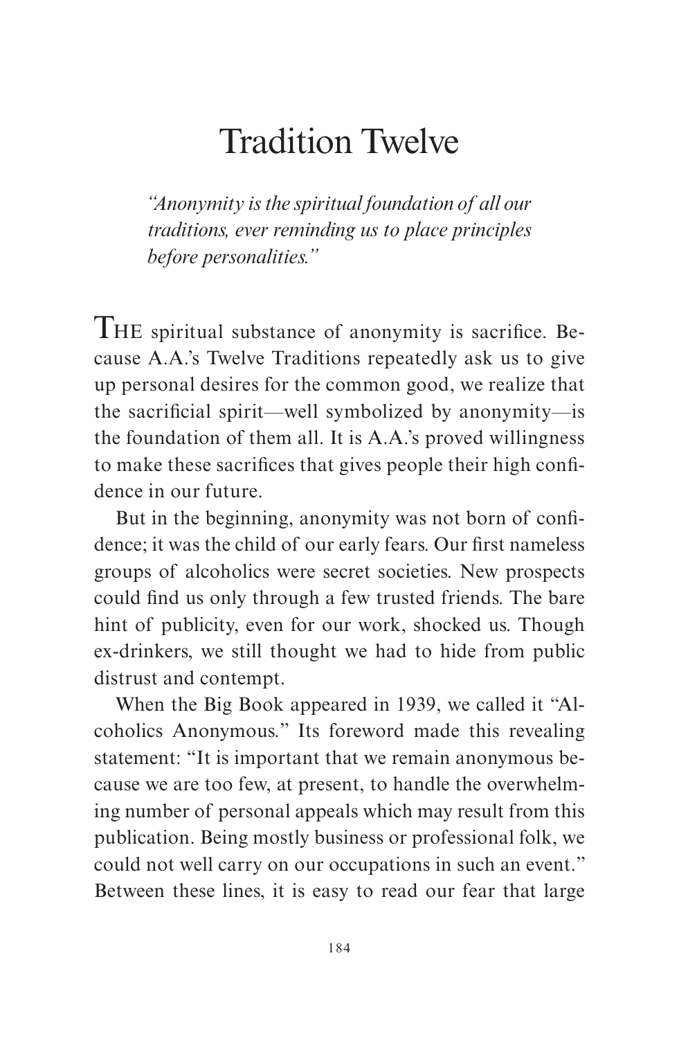# Tradition Twelve

*"Anonymity is the spiritual foundation of all our traditions, ever reminding us to place principles before personalities."*

THE spiritual substance of anonymity is sacrifice. Because A.A.'s Twelve Traditions repeatedly ask us to give up personal desires for the common good, we realize that the sacrificial spirit—well symbolized by anonymity—is the foundation of them all. It is A.A.'s proved willingness to make these sacrifices that gives people their high confidence in our future.

But in the beginning, anonymity was not born of confidence; it was the child of our early fears. Our first nameless groups of alcoholics were secret societies. New prospects could find us only through a few trusted friends. The bare hint of publicity, even for our work, shocked us. Though ex-drinkers, we still thought we had to hide from public distrust and contempt.

When the Big Book appeared in 1939, we called it "Alcoholics Anonymous." Its foreword made this revealing statement: "It is important that we remain anonymous because we are too few, at present, to handle the overwhelming number of personal appeals which may result from this publication. Being mostly business or professional folk, we could not well carry on our occupations in such an event." Between these lines, it is easy to read our fear that large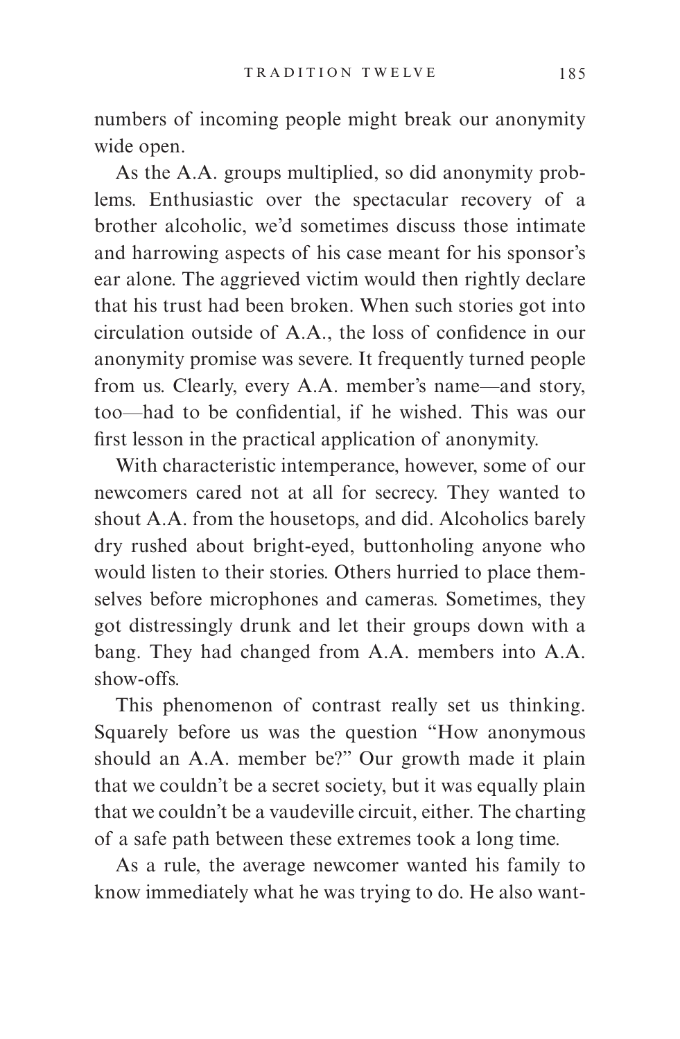numbers of incoming people might break our anonymity wide open.

As the A.A. groups multiplied, so did anonymity problems. Enthusiastic over the spectacular recovery of a brother alcoholic, we'd sometimes discuss those intimate and harrowing aspects of his case meant for his sponsor's ear alone. The aggrieved victim would then rightly declare that his trust had been broken. When such stories got into circulation outside of A.A., the loss of confidence in our anonymity promise was severe. It frequently turned people from us. Clearly, every A.A. member's name—and story, too—had to be confidential, if he wished. This was our first lesson in the practical application of anonymity.

With characteristic intemperance, however, some of our newcomers cared not at all for secrecy. They wanted to shout A.A. from the housetops, and did. Alcoholics barely dry rushed about bright-eyed, buttonholing anyone who would listen to their stories. Others hurried to place themselves before microphones and cameras. Sometimes, they got distressingly drunk and let their groups down with a bang. They had changed from A.A. members into A.A. show-offs.

This phenomenon of contrast really set us thinking. Squarely before us was the question "How anonymous should an A.A. member be?" Our growth made it plain that we couldn't be a secret society, but it was equally plain that we couldn't be a vaudeville circuit, either. The charting of a safe path between these extremes took a long time.

As a rule, the average newcomer wanted his family to know immediately what he was trying to do. He also want-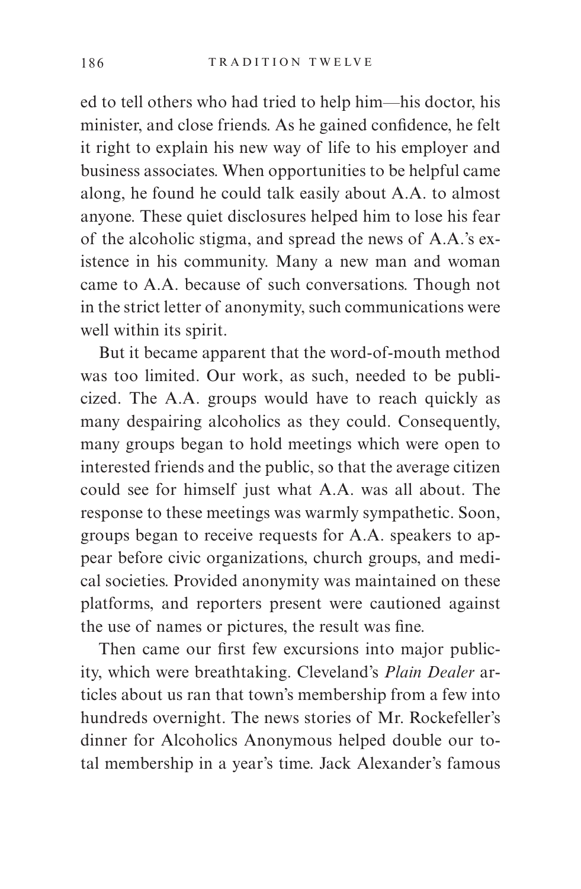ed to tell others who had tried to help him—his doctor, his minister, and close friends. As he gained confidence, he felt it right to explain his new way of life to his employer and business associates. When opportunities to be helpful came along, he found he could talk easily about A.A. to almost anyone. These quiet disclosures helped him to lose his fear of the alcoholic stigma, and spread the news of A.A.'s existence in his community. Many a new man and woman came to A.A. because of such conversations. Though not in the strict letter of anonymity, such communications were well within its spirit.

But it became apparent that the word-of-mouth method was too limited. Our work, as such, needed to be publicized. The A.A. groups would have to reach quickly as many despairing alcoholics as they could. Consequently, many groups began to hold meetings which were open to interested friends and the public, so that the average citizen could see for himself just what A.A. was all about. The response to these meetings was warmly sympathetic. Soon, groups began to receive requests for A.A. speakers to appear before civic organizations, church groups, and medical societies. Provided anonymity was maintained on these platforms, and reporters present were cautioned against the use of names or pictures, the result was fine.

Then came our first few excursions into major publicity, which were breathtaking. Cleveland's *Plain Dealer* articles about us ran that town's membership from a few into hundreds overnight. The news stories of Mr. Rockefeller's dinner for Alcoholics Anonymous helped double our total membership in a year's time. Jack Alexander's famous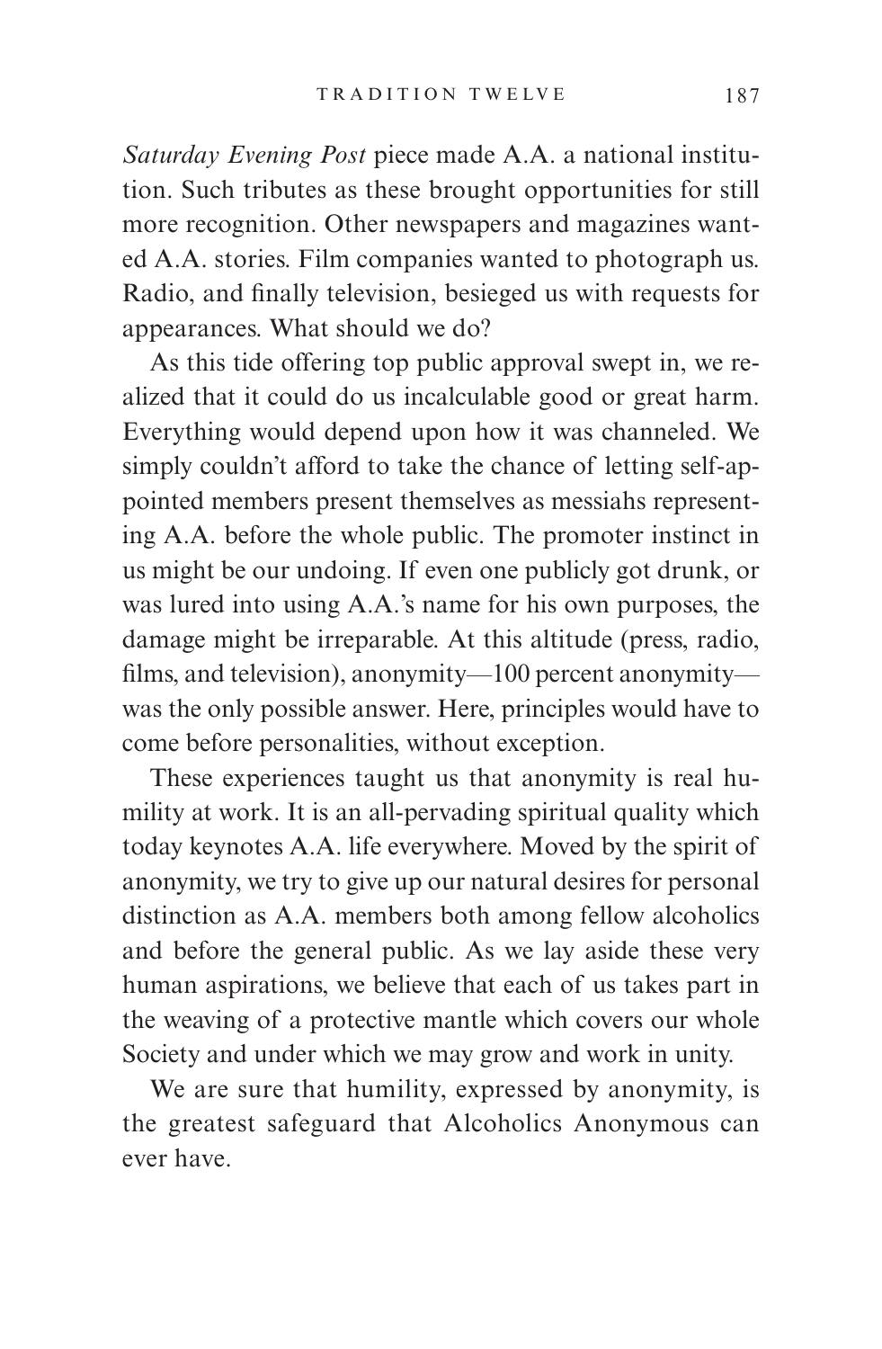*Saturday Evening Post* piece made A.A. a national institution. Such tributes as these brought opportunities for still more recognition. Other newspapers and magazines wanted A.A. stories. Film companies wanted to photograph us. Radio, and finally television, besieged us with requests for appearances. What should we do?

As this tide offering top public approval swept in, we realized that it could do us incalculable good or great harm. Everything would depend upon how it was channeled. We simply couldn't afford to take the chance of letting self-appointed members present themselves as messiahs representing A.A. before the whole public. The promoter instinct in us might be our undoing. If even one publicly got drunk, or was lured into using A.A.'s name for his own purposes, the damage might be irreparable. At this altitude (press, radio, films, and television), anonymity—100 percent anonymity—was the only possible answer. Here, principles would have to come before personalities, without exception.

These experiences taught us that anonymity is real humility at work. It is an all-pervading spiritual quality which today keynotes A.A. life everywhere. Moved by the spirit of anonymity, we try to give up our natural desires for personal distinction as A.A. members both among fellow alcoholics and before the general public. As we lay aside these very human aspirations, we believe that each of us takes part in the weaving of a protective mantle which covers our whole Society and under which we may grow and work in unity.

We are sure that humility, expressed by anonymity, is the greatest safeguard that Alcoholics Anonymous can ever have.